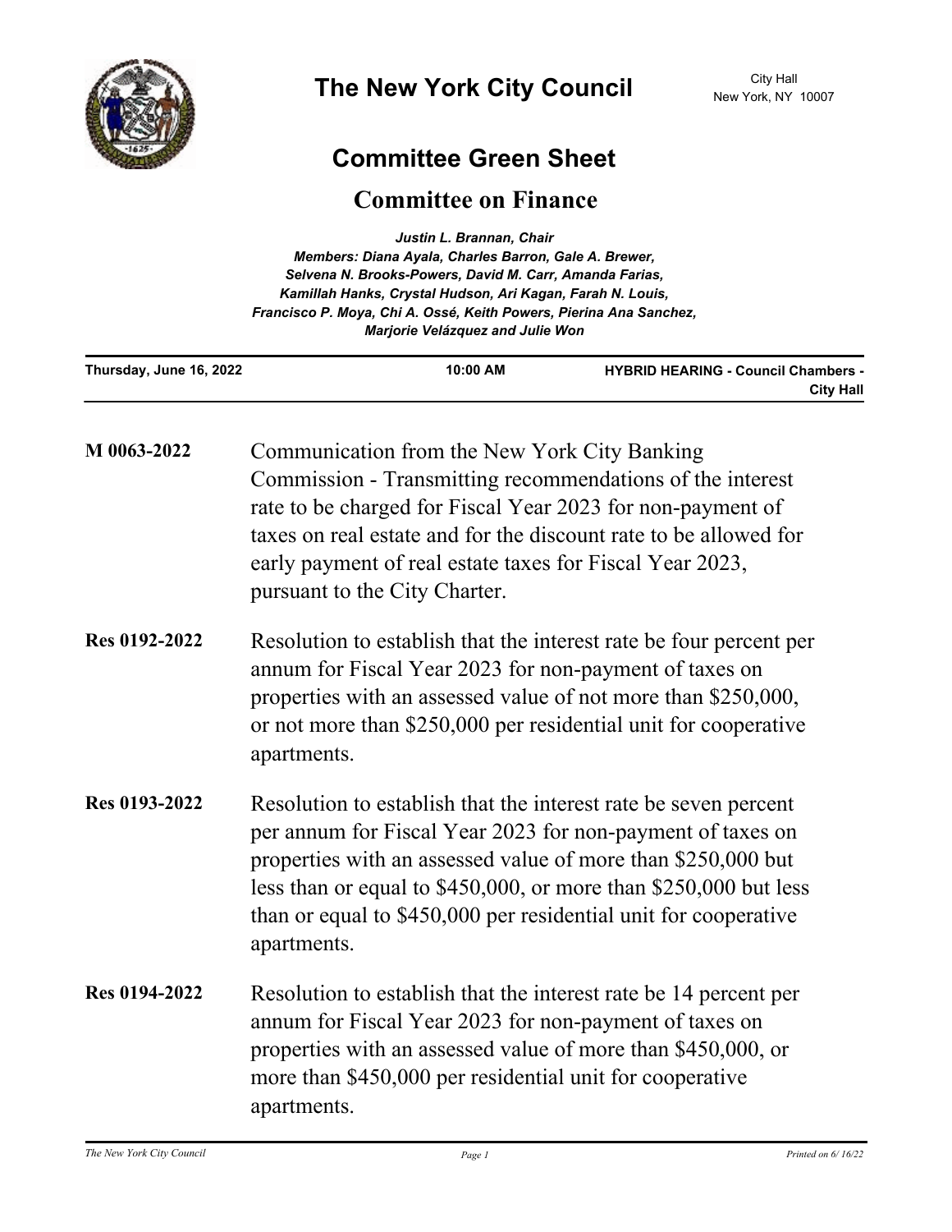# The New York City Council

City Hall
New York, NY 10007

## Committee Green Sheet

## Committee on Finance

*Justin L. Brannan, Chair*
*Members: Diana Ayala, Charles Barron, Gale A. Brewer, Selvena N. Brooks-Powers, David M. Carr, Amanda Farias, Kamillah Hanks, Crystal Hudson, Ari Kagan, Farah N. Louis, Francisco P. Moya, Chi A. Ossé, Keith Powers, Pierina Ana Sanchez, Marjorie Velázquez and Julie Won*

**Thursday, June 16, 2022** | **10:00 AM** | **HYBRID HEARING - Council Chambers - City Hall**

---

**M 0063-2022** Communication from the New York City Banking Commission - Transmitting recommendations of the interest rate to be charged for Fiscal Year 2023 for non-payment of taxes on real estate and for the discount rate to be allowed for early payment of real estate taxes for Fiscal Year 2023, pursuant to the City Charter.

**Res 0192-2022** Resolution to establish that the interest rate be four percent per annum for Fiscal Year 2023 for non-payment of taxes on properties with an assessed value of not more than $250,000, or not more than $250,000 per residential unit for cooperative apartments.

**Res 0193-2022** Resolution to establish that the interest rate be seven percent per annum for Fiscal Year 2023 for non-payment of taxes on properties with an assessed value of more than $250,000 but less than or equal to $450,000, or more than $250,000 but less than or equal to $450,000 per residential unit for cooperative apartments.

**Res 0194-2022** Resolution to establish that the interest rate be 14 percent per annum for Fiscal Year 2023 for non-payment of taxes on properties with an assessed value of more than $450,000, or more than $450,000 per residential unit for cooperative apartments.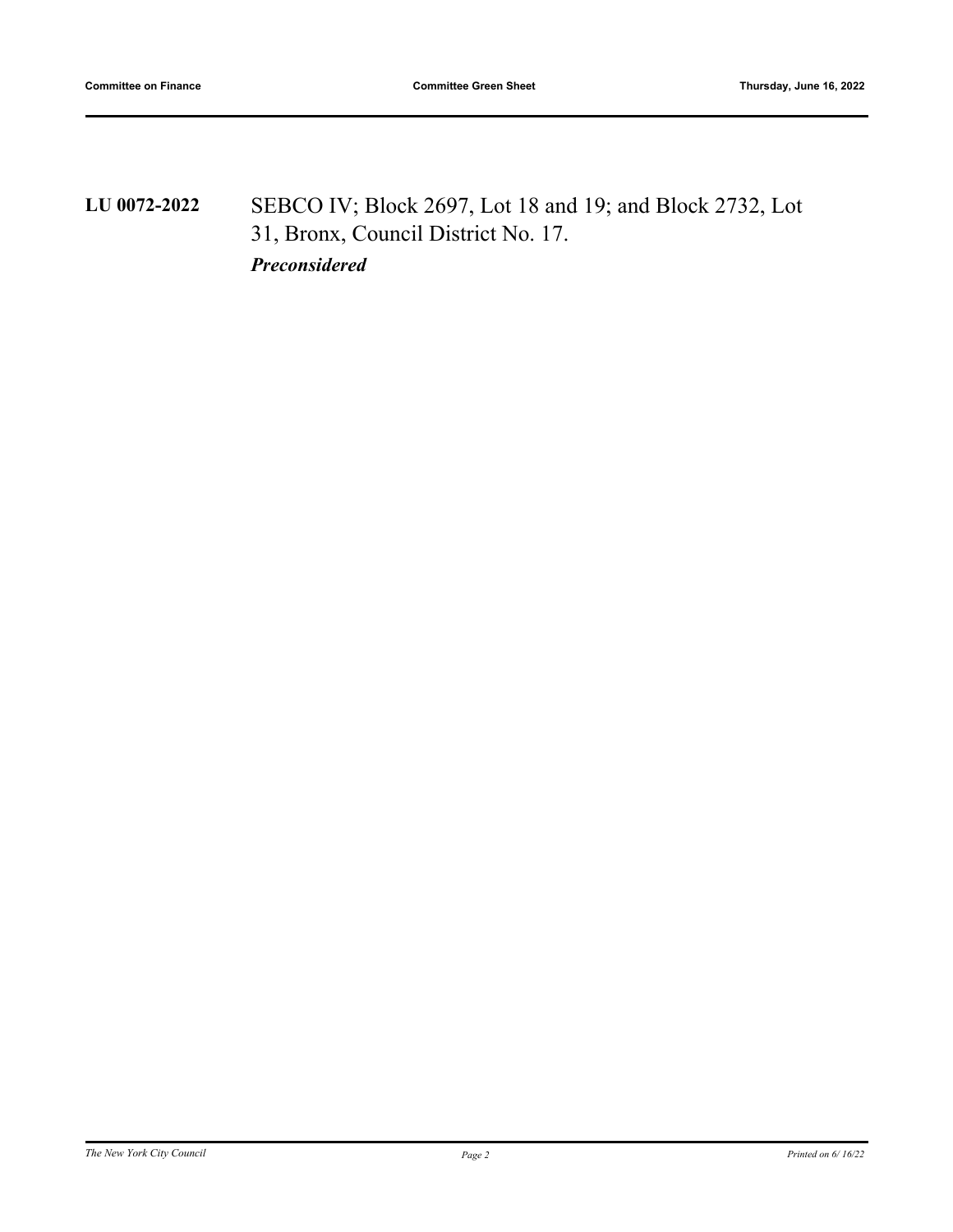**LU 0072-2022** SEBCO IV; Block 2697, Lot 18 and 19; and Block 2732, Lot 31, Bronx, Council District No. 17.

***Preconsidered***